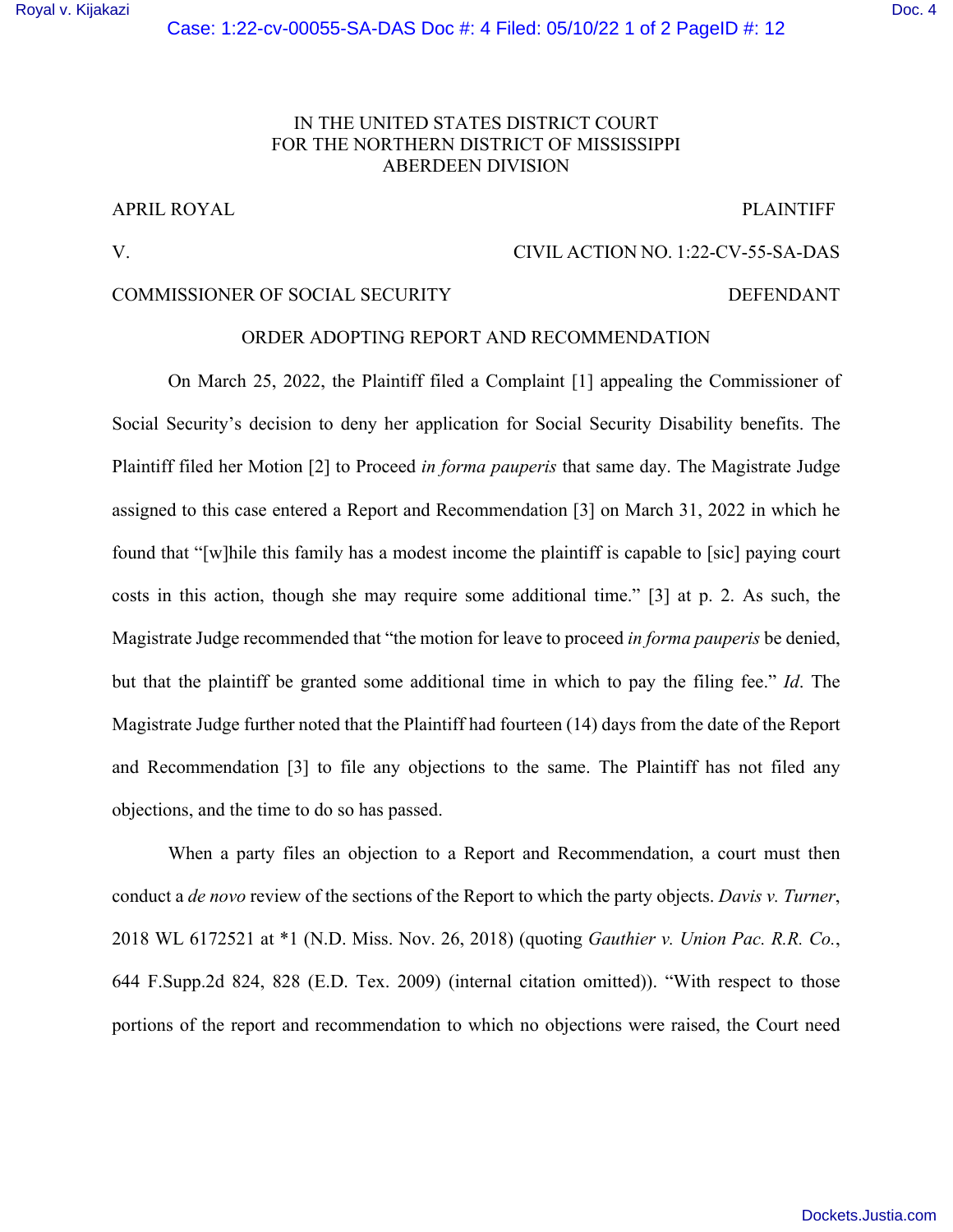IN THE UNITED STATES DISTRICT COURT
FOR THE NORTHERN DISTRICT OF MISSISSIPPI
ABERDEEN DIVISION

APRIL ROYAL PLAINTIFF

V. CIVIL ACTION NO. 1:22-CV-55-SA-DAS

COMMISSIONER OF SOCIAL SECURITY DEFENDANT

## ORDER ADOPTING REPORT AND RECOMMENDATION

On March 25, 2022, the Plaintiff filed a Complaint [1] appealing the Commissioner of Social Security's decision to deny her application for Social Security Disability benefits. The Plaintiff filed her Motion [2] to Proceed *in forma pauperis* that same day. The Magistrate Judge assigned to this case entered a Report and Recommendation [3] on March 31, 2022 in which he found that "[w]hile this family has a modest income the plaintiff is capable to [sic] paying court costs in this action, though she may require some additional time." [3] at p. 2. As such, the Magistrate Judge recommended that "the motion for leave to proceed *in forma pauperis* be denied, but that the plaintiff be granted some additional time in which to pay the filing fee." *Id*. The Magistrate Judge further noted that the Plaintiff had fourteen (14) days from the date of the Report and Recommendation [3] to file any objections to the same. The Plaintiff has not filed any objections, and the time to do so has passed.

When a party files an objection to a Report and Recommendation, a court must then conduct a *de novo* review of the sections of the Report to which the party objects. *Davis v. Turner*, 2018 WL 6172521 at *1 (N.D. Miss. Nov. 26, 2018) (quoting *Gauthier v. Union Pac. R.R. Co.*, 644 F.Supp.2d 824, 828 (E.D. Tex. 2009) (internal citation omitted)). "With respect to those portions of the report and recommendation to which no objections were raised, the Court need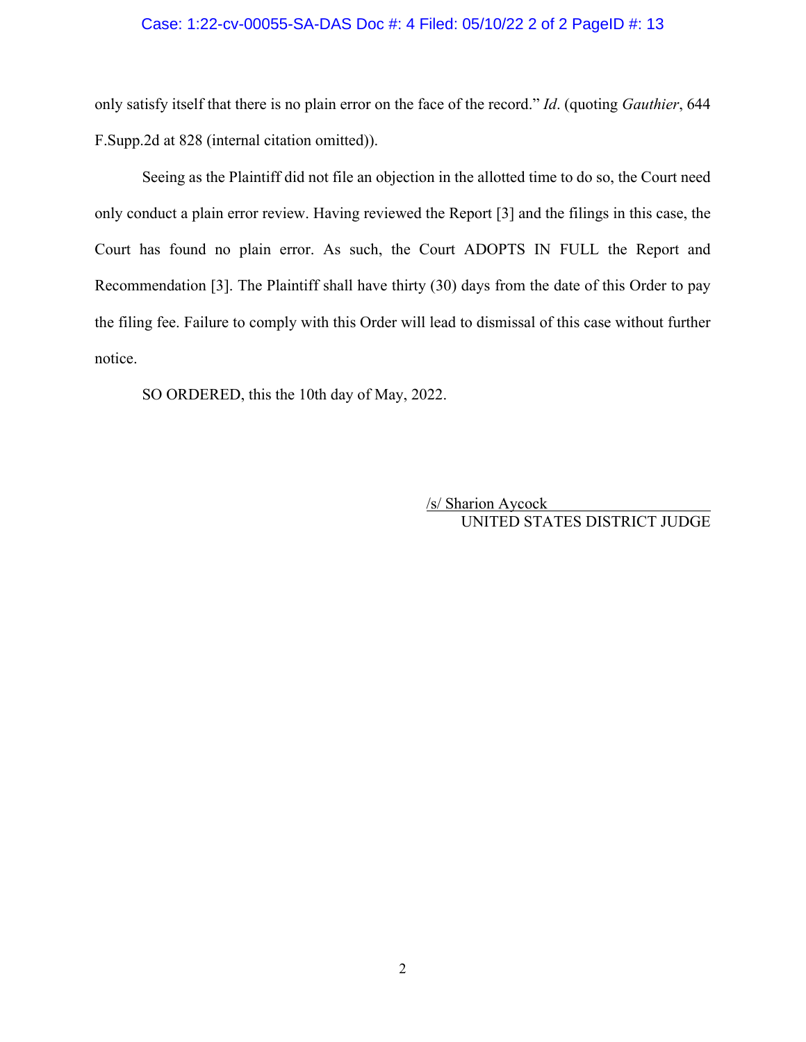only satisfy itself that there is no plain error on the face of the record." *Id*. (quoting *Gauthier*, 644 F.Supp.2d at 828 (internal citation omitted)).

Seeing as the Plaintiff did not file an objection in the allotted time to do so, the Court need only conduct a plain error review. Having reviewed the Report [3] and the filings in this case, the Court has found no plain error. As such, the Court ADOPTS IN FULL the Report and Recommendation [3]. The Plaintiff shall have thirty (30) days from the date of this Order to pay the filing fee. Failure to comply with this Order will lead to dismissal of this case without further notice.

SO ORDERED, this the 10th day of May, 2022.

/s/ Sharion Aycock
UNITED STATES DISTRICT JUDGE